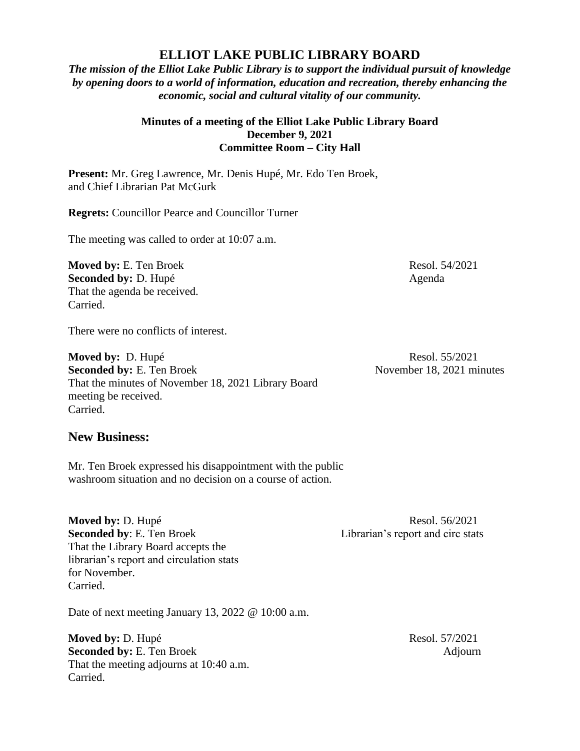# ELLIOT LAKE PUBLIC LIBRARY BOARD

***The mission of the Elliot Lake Public Library is to support the individual pursuit of knowledge by opening doors to a world of information, education and recreation, thereby enhancing the economic, social and cultural vitality of our community.***

**Minutes of a meeting of the Elliot Lake Public Library Board**
**December 9, 2021**
**Committee Room – City Hall**

**Present:** Mr. Greg Lawrence, Mr. Denis Hupé, Mr. Edo Ten Broek, and Chief Librarian Pat McGurk

**Regrets:** Councillor Pearce and Councillor Turner

The meeting was called to order at 10:07 a.m.

**Moved by:** E. Ten Broek — Resol. 54/2021
**Seconded by:** D. Hupé — Agenda
That the agenda be received.
Carried.

There were no conflicts of interest.

**Moved by:** D. Hupé — Resol. 55/2021
**Seconded by:** E. Ten Broek — November 18, 2021 minutes
That the minutes of November 18, 2021 Library Board meeting be received.
Carried.

## New Business:

Mr. Ten Broek expressed his disappointment with the public washroom situation and no decision on a course of action.

**Moved by:** D. Hupé — Resol. 56/2021
**Seconded by**: E. Ten Broek — Librarian's report and circ stats
That the Library Board accepts the librarian's report and circulation stats for November.
Carried.

Date of next meeting January 13, 2022 @ 10:00 a.m.

**Moved by:** D. Hupé — Resol. 57/2021
**Seconded by:** E. Ten Broek — Adjourn
That the meeting adjourns at 10:40 a.m.
Carried.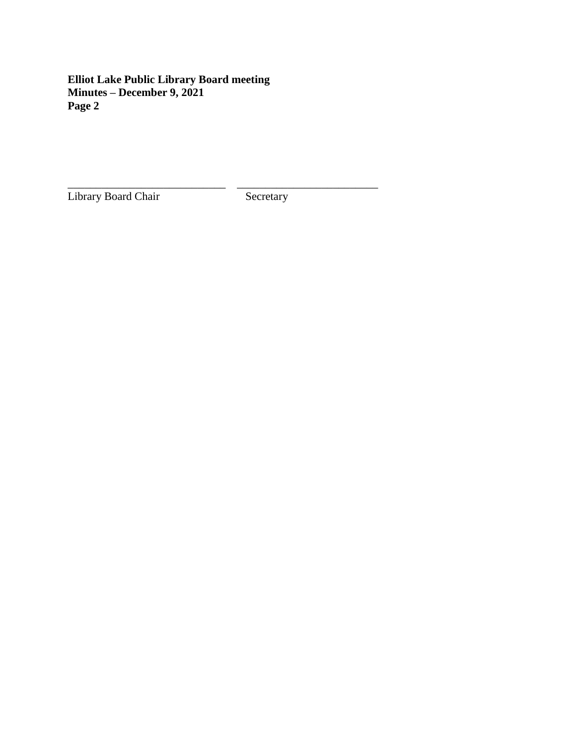\_\_\_\_\_\_\_\_\_\_\_\_\_\_\_\_\_\_\_\_\_\_\_\_\_\_\_\_ \_\_\_\_\_\_\_\_\_\_\_\_\_\_\_\_\_\_\_\_\_\_\_\_\_\_\_\_

Library Board Chair Secretary